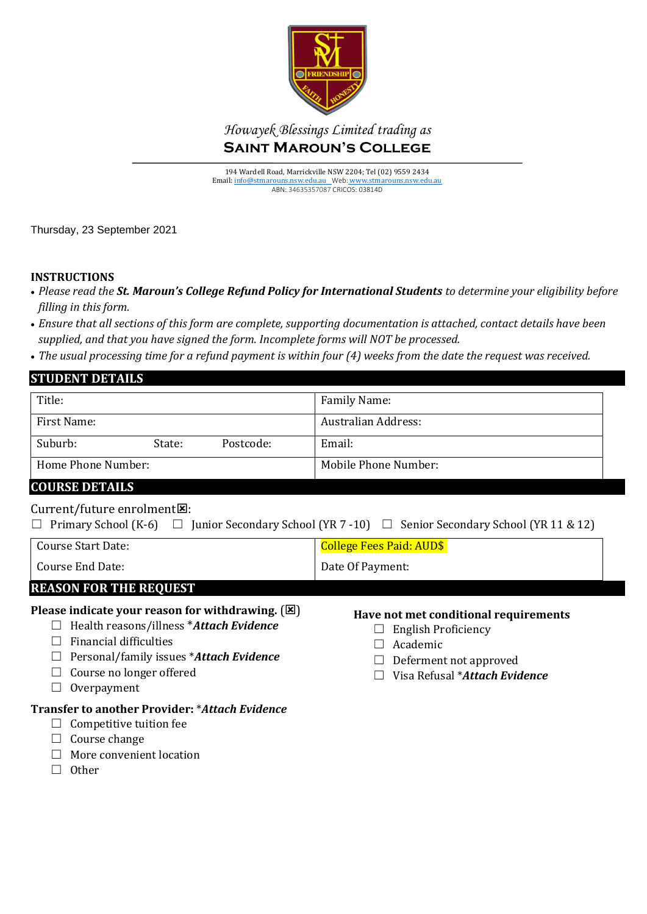*Howayek Blessings Limited trading as*

# SAINT MAROUN'S COLLEGE

194 Wardell Road, Marrickville NSW 2204; Tel (02) 9559 2434
Email: info@stmarouns.nsw.edu.au Web: www.stmarouns.nsw.edu.au
ABN: 34635357087 CRICOS: 03814D

Thursday, 23 September 2021

**INSTRUCTIONS**

- *Please read the **St. Maroun's College Refund Policy for International Students** to determine your eligibility before filling in this form.*
- *Ensure that all sections of this form are complete, supporting documentation is attached, contact details have been supplied, and that you have signed the form. Incomplete forms will NOT be processed.*
- *The usual processing time for a refund payment is within four (4) weeks from the date the request was received.*

## STUDENT DETAILS

| | |
|---|---|
| Title: | Family Name: |
| First Name: | Australian Address: |
| Suburb: State: Postcode: | Email: |
| Home Phone Number: | Mobile Phone Number: |

## COURSE DETAILS

Current/future enrolment ☒:

☐ Primary School (K-6) ☐ Junior Secondary School (YR 7 -10) ☐ Senior Secondary School (YR 11 & 12)

| | |
|---|---|
| Course Start Date: | College Fees Paid: AUD$ |
| Course End Date: | Date Of Payment: |

## REASON FOR THE REQUEST

**Please indicate your reason for withdrawing.** (☒)

- ☐ Health reasons/illness ****Attach Evidence***
- ☐ Financial difficulties
- ☐ Personal/family issues ****Attach Evidence***
- ☐ Course no longer offered
- ☐ Overpayment

**Transfer to another Provider:** **Attach Evidence*

- ☐ Competitive tuition fee
- ☐ Course change
- ☐ More convenient location
- ☐ Other

**Have not met conditional requirements**

- ☐ English Proficiency
- ☐ Academic
- ☐ Deferment not approved
- ☐ Visa Refusal ****Attach Evidence***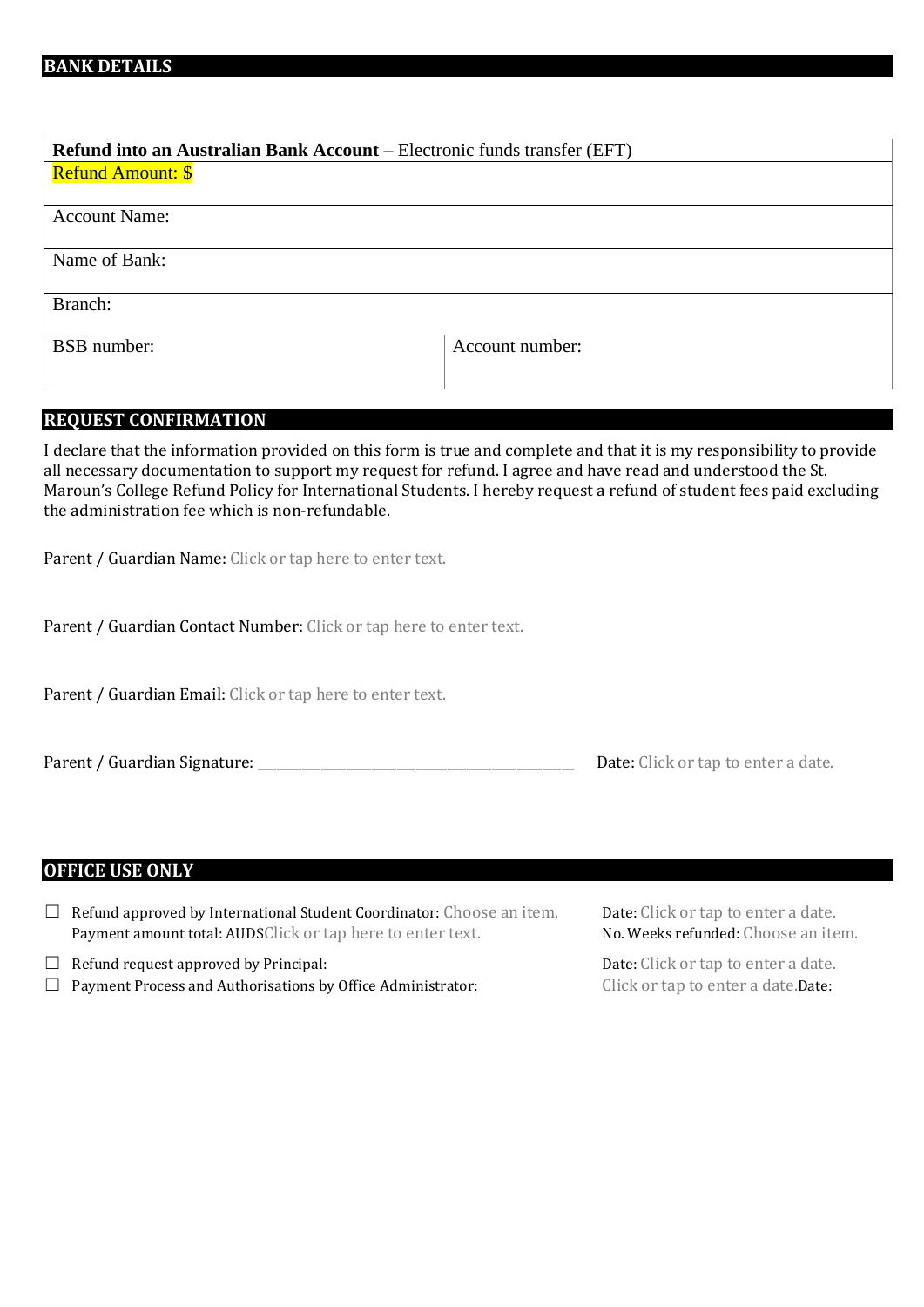## BANK DETAILS

| **Refund into an Australian Bank Account** – Electronic funds transfer (EFT) | |
|---|---|
| Refund Amount: $ | |
| Account Name: | |
| Name of Bank: | |
| Branch: | |
| BSB number: | Account number: |

## REQUEST CONFIRMATION

I declare that the information provided on this form is true and complete and that it is my responsibility to provide all necessary documentation to support my request for refund. I agree and have read and understood the St. Maroun's College Refund Policy for International Students. I hereby request a refund of student fees paid excluding the administration fee which is non-refundable.

Parent / Guardian Name: Click or tap here to enter text.

Parent / Guardian Contact Number: Click or tap here to enter text.

Parent / Guardian Email: Click or tap here to enter text.

Parent / Guardian Signature: ___________________________________________ Date: Click or tap to enter a date.

## OFFICE USE ONLY

☐ Refund approved by International Student Coordinator: Choose an item. Date: Click or tap to enter a date.
Payment amount total: AUD$Click or tap here to enter text. No. Weeks refunded: Choose an item.

☐ Refund request approved by Principal: Date: Click or tap to enter a date.

☐ Payment Process and Authorisations by Office Administrator: Click or tap to enter a date.Date: